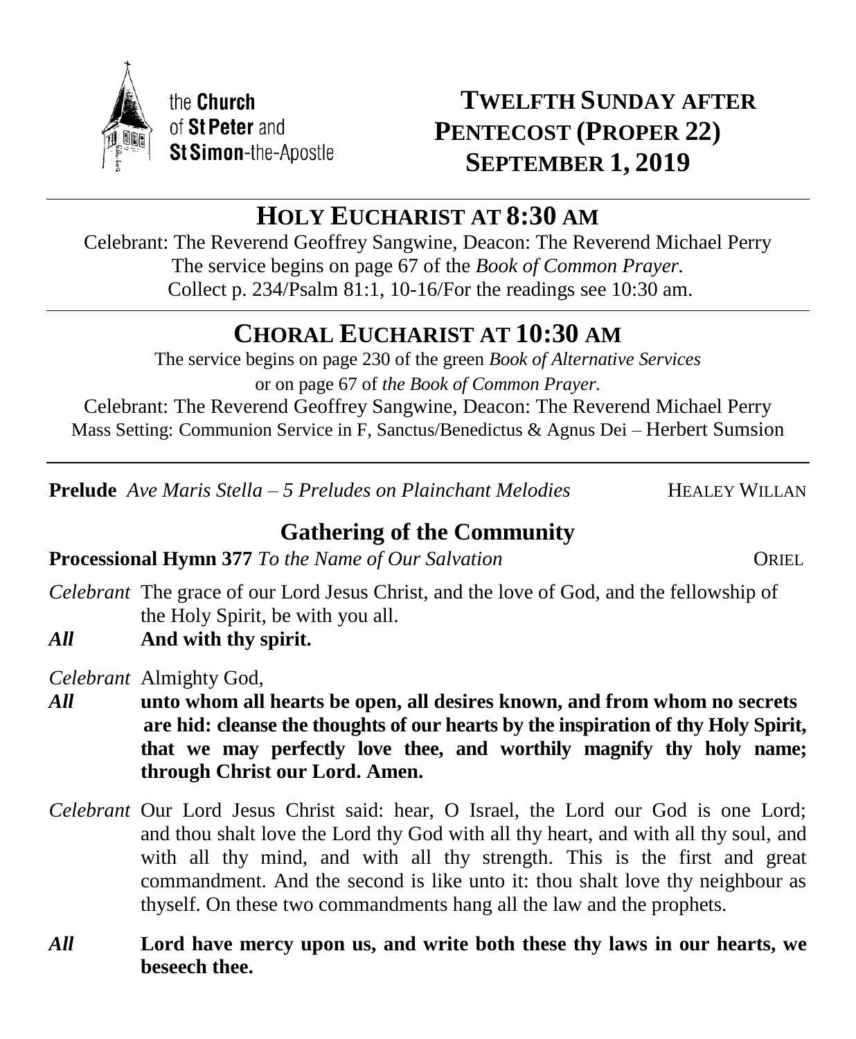the **Church** of **St Peter** and **St Simon**-the-Apostle

# TWELFTH SUNDAY AFTER PENTECOST (PROPER 22) SEPTEMBER 1, 2019

## HOLY EUCHARIST AT 8:30 AM

Celebrant: The Reverend Geoffrey Sangwine, Deacon: The Reverend Michael Perry
The service begins on page 67 of the *Book of Common Prayer.*
Collect p. 234/Psalm 81:1, 10-16/For the readings see 10:30 am.

## CHORAL EUCHARIST AT 10:30 AM

The service begins on page 230 of the green *Book of Alternative Services*
or on page 67 of *the Book of Common Prayer.*
Celebrant: The Reverend Geoffrey Sangwine, Deacon: The Reverend Michael Perry
Mass Setting: Communion Service in F, Sanctus/Benedictus & Agnus Dei – Herbert Sumsion

**Prelude** *Ave Maris Stella – 5 Preludes on Plainchant Melodies* HEALEY WILLAN

### Gathering of the Community

**Processional Hymn 377** *To the Name of Our Salvation* ORIEL

*Celebrant* The grace of our Lord Jesus Christ, and the love of God, and the fellowship of the Holy Spirit, be with you all.

***All*** **And with thy spirit.**

*Celebrant* Almighty God,

***All*** **unto whom all hearts be open, all desires known, and from whom no secrets are hid: cleanse the thoughts of our hearts by the inspiration of thy Holy Spirit, that we may perfectly love thee, and worthily magnify thy holy name; through Christ our Lord. Amen.**

*Celebrant* Our Lord Jesus Christ said: hear, O Israel, the Lord our God is one Lord; and thou shalt love the Lord thy God with all thy heart, and with all thy soul, and with all thy mind, and with all thy strength. This is the first and great commandment. And the second is like unto it: thou shalt love thy neighbour as thyself. On these two commandments hang all the law and the prophets.

***All*** **Lord have mercy upon us, and write both these thy laws in our hearts, we beseech thee.**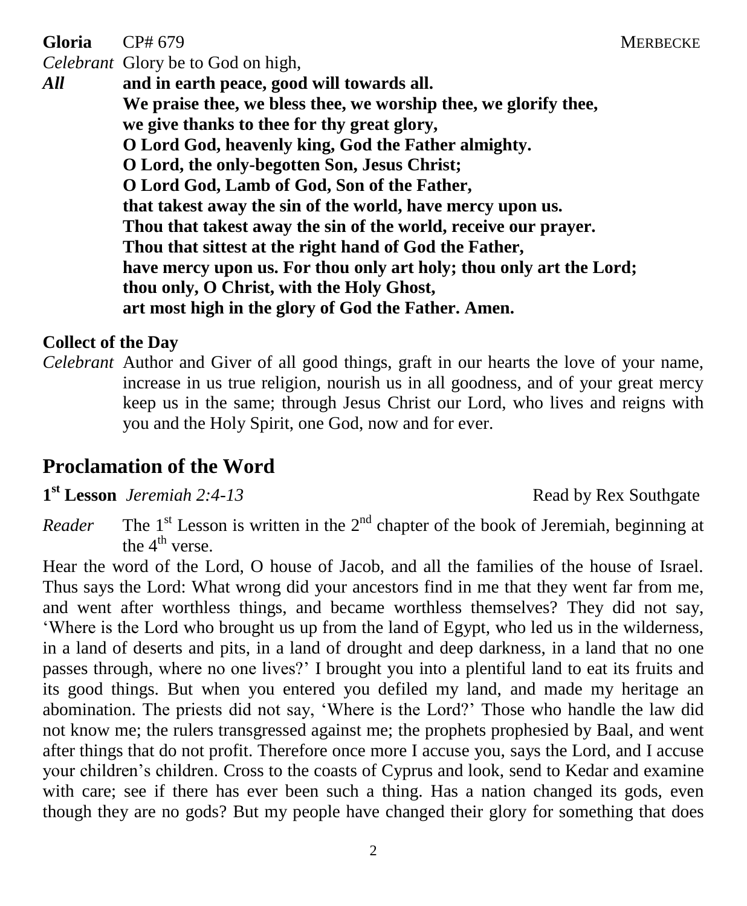**Gloria** CP# 679 MERBECKE

*Celebrant* Glory be to God on high,

***All*** **and in earth peace, good will towards all.**
**We praise thee, we bless thee, we worship thee, we glorify thee,**
**we give thanks to thee for thy great glory,**
**O Lord God, heavenly king, God the Father almighty.**
**O Lord, the only-begotten Son, Jesus Christ;**
**O Lord God, Lamb of God, Son of the Father,**
**that takest away the sin of the world, have mercy upon us.**
**Thou that takest away the sin of the world, receive our prayer.**
**Thou that sittest at the right hand of God the Father,**
**have mercy upon us. For thou only art holy; thou only art the Lord;**
**thou only, O Christ, with the Holy Ghost,**
**art most high in the glory of God the Father. Amen.**

**Collect of the Day**

*Celebrant* Author and Giver of all good things, graft in our hearts the love of your name, increase in us true religion, nourish us in all goodness, and of your great mercy keep us in the same; through Jesus Christ our Lord, who lives and reigns with you and the Holy Spirit, one God, now and for ever.

## Proclamation of the Word

**1st Lesson** *Jeremiah 2:4-13* Read by Rex Southgate

*Reader* The 1st Lesson is written in the 2nd chapter of the book of Jeremiah, beginning at the 4th verse.

Hear the word of the Lord, O house of Jacob, and all the families of the house of Israel. Thus says the Lord: What wrong did your ancestors find in me that they went far from me, and went after worthless things, and became worthless themselves? They did not say, 'Where is the Lord who brought us up from the land of Egypt, who led us in the wilderness, in a land of deserts and pits, in a land of drought and deep darkness, in a land that no one passes through, where no one lives?' I brought you into a plentiful land to eat its fruits and its good things. But when you entered you defiled my land, and made my heritage an abomination. The priests did not say, 'Where is the Lord?' Those who handle the law did not know me; the rulers transgressed against me; the prophets prophesied by Baal, and went after things that do not profit. Therefore once more I accuse you, says the Lord, and I accuse your children's children. Cross to the coasts of Cyprus and look, send to Kedar and examine with care; see if there has ever been such a thing. Has a nation changed its gods, even though they are no gods? But my people have changed their glory for something that does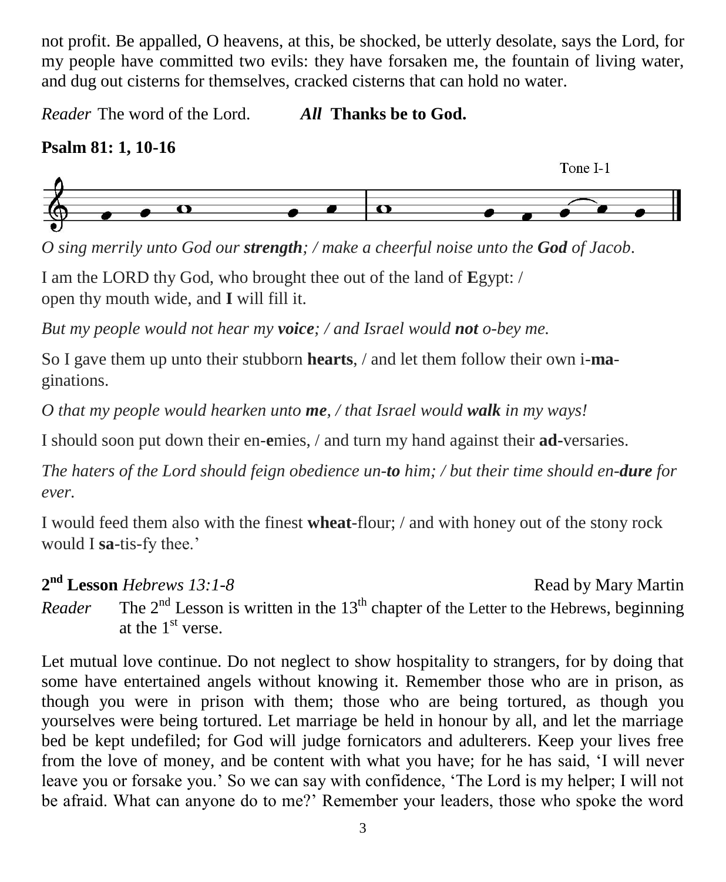not profit. Be appalled, O heavens, at this, be shocked, be utterly desolate, says the Lord, for my people have committed two evils: they have forsaken me, the fountain of living water, and dug out cisterns for themselves, cracked cisterns that can hold no water.

*Reader* The word of the Lord. ***All* Thanks be to God.**

**Psalm 81: 1, 10-16**

Tone I-1

*O sing merrily unto God our **strength**; / make a cheerful noise unto the **God** of Jacob.*

I am the LORD thy God, who brought thee out of the land of **E**gypt: /
open thy mouth wide, and **I** will fill it.

*But my people would not hear my **voice**; / and Israel would **not** o-bey me.*

So I gave them up unto their stubborn **hearts**, / and let them follow their own i-**ma**-ginations.

*O that my people would hearken unto **me**, / that Israel would **walk** in my ways!*

I should soon put down their en-**e**mies, / and turn my hand against their **ad-**versaries.

*The haters of the Lord should feign obedience un-**to** him; / but their time should en-**dure** for ever.*

I would feed them also with the finest **wheat**-flour; / and with honey out of the stony rock would I **sa**-tis-fy thee.'

**2nd Lesson** *Hebrews 13:1-8* Read by Mary Martin

*Reader* The 2nd Lesson is written in the 13th chapter of the Letter to the Hebrews, beginning at the 1st verse.

Let mutual love continue. Do not neglect to show hospitality to strangers, for by doing that some have entertained angels without knowing it. Remember those who are in prison, as though you were in prison with them; those who are being tortured, as though you yourselves were being tortured. Let marriage be held in honour by all, and let the marriage bed be kept undefiled; for God will judge fornicators and adulterers. Keep your lives free from the love of money, and be content with what you have; for he has said, 'I will never leave you or forsake you.' So we can say with confidence, 'The Lord is my helper; I will not be afraid. What can anyone do to me?' Remember your leaders, those who spoke the word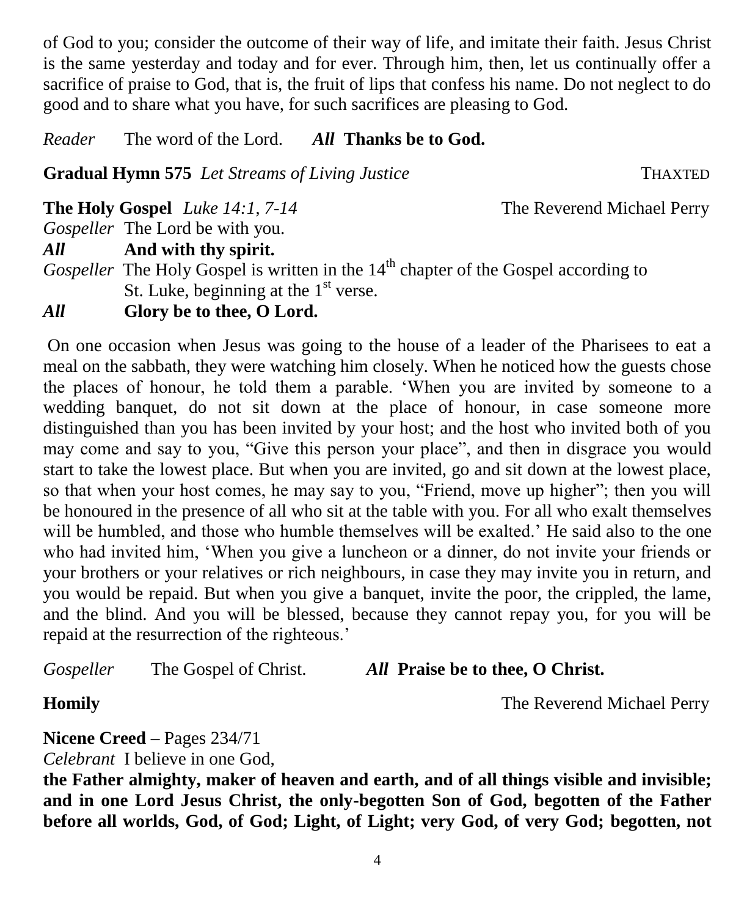of God to you; consider the outcome of their way of life, and imitate their faith. Jesus Christ is the same yesterday and today and for ever. Through him, then, let us continually offer a sacrifice of praise to God, that is, the fruit of lips that confess his name. Do not neglect to do good and to share what you have, for such sacrifices are pleasing to God.

*Reader* The word of the Lord. ***All* Thanks be to God.**

**Gradual Hymn 575** *Let Streams of Living Justice* THAXTED

**The Holy Gospel** *Luke 14:1, 7-14* The Reverend Michael Perry

*Gospeller* The Lord be with you.

***All*** **And with thy spirit.**

*Gospeller* The Holy Gospel is written in the 14th chapter of the Gospel according to St. Luke, beginning at the 1st verse.

***All*** **Glory be to thee, O Lord.**

On one occasion when Jesus was going to the house of a leader of the Pharisees to eat a meal on the sabbath, they were watching him closely. When he noticed how the guests chose the places of honour, he told them a parable. 'When you are invited by someone to a wedding banquet, do not sit down at the place of honour, in case someone more distinguished than you has been invited by your host; and the host who invited both of you may come and say to you, "Give this person your place", and then in disgrace you would start to take the lowest place. But when you are invited, go and sit down at the lowest place, so that when your host comes, he may say to you, "Friend, move up higher"; then you will be honoured in the presence of all who sit at the table with you. For all who exalt themselves will be humbled, and those who humble themselves will be exalted.' He said also to the one who had invited him, 'When you give a luncheon or a dinner, do not invite your friends or your brothers or your relatives or rich neighbours, in case they may invite you in return, and you would be repaid. But when you give a banquet, invite the poor, the crippled, the lame, and the blind. And you will be blessed, because they cannot repay you, for you will be repaid at the resurrection of the righteous.'

*Gospeller* The Gospel of Christ. ***All* Praise be to thee, O Christ.**

**Homily** The Reverend Michael Perry

**Nicene Creed –** Pages 234/71

*Celebrant* I believe in one God,

**the Father almighty, maker of heaven and earth, and of all things visible and invisible; and in one Lord Jesus Christ, the only-begotten Son of God, begotten of the Father before all worlds, God, of God; Light, of Light; very God, of very God; begotten, not**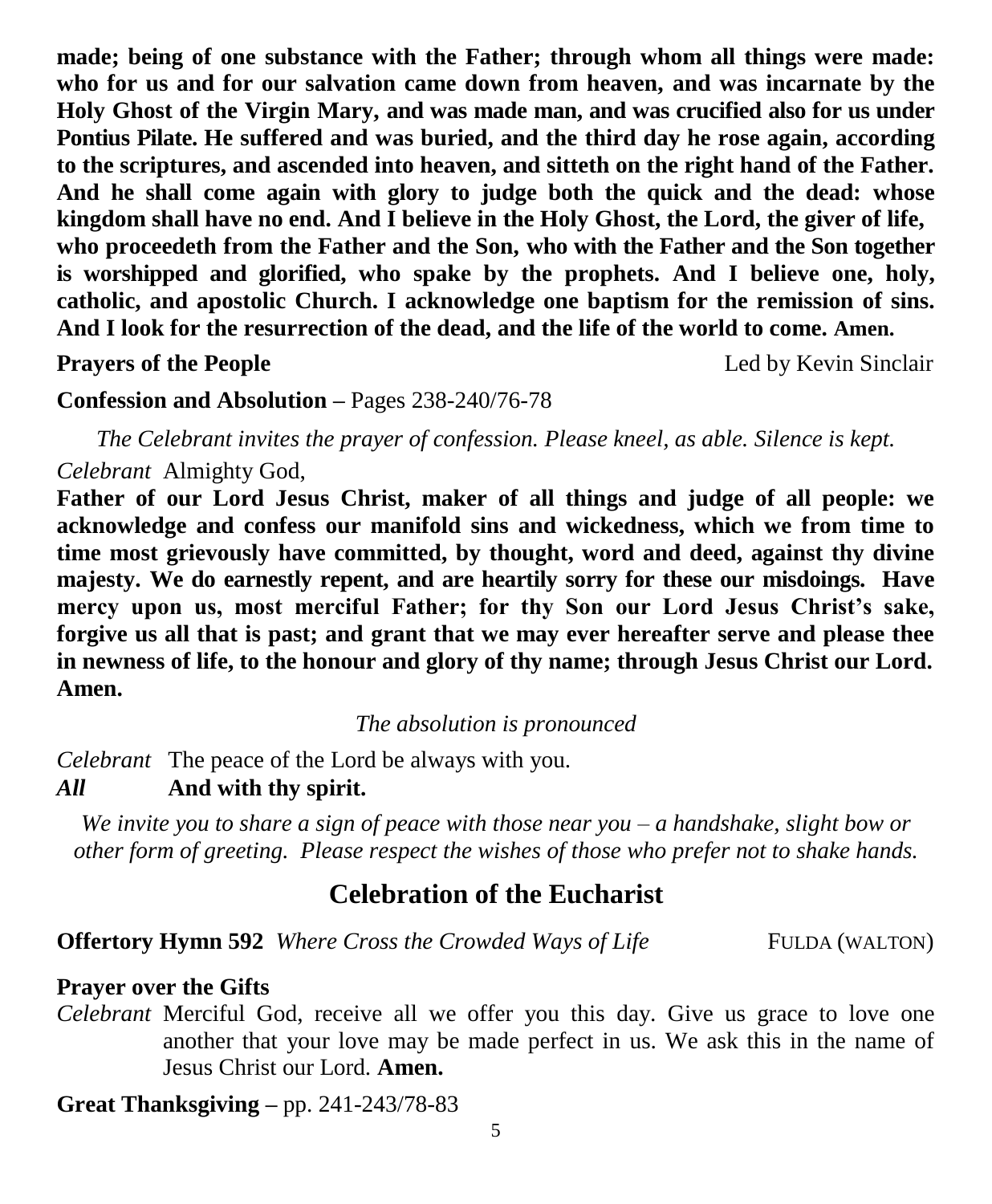**made; being of one substance with the Father; through whom all things were made: who for us and for our salvation came down from heaven, and was incarnate by the Holy Ghost of the Virgin Mary, and was made man, and was crucified also for us under Pontius Pilate. He suffered and was buried, and the third day he rose again, according to the scriptures, and ascended into heaven, and sitteth on the right hand of the Father. And he shall come again with glory to judge both the quick and the dead: whose kingdom shall have no end. And I believe in the Holy Ghost, the Lord, the giver of life, who proceedeth from the Father and the Son, who with the Father and the Son together is worshipped and glorified, who spake by the prophets. And I believe one, holy, catholic, and apostolic Church. I acknowledge one baptism for the remission of sins. And I look for the resurrection of the dead, and the life of the world to come. Amen.**

**Prayers of the People** Led by Kevin Sinclair

**Confession and Absolution –** Pages 238-240/76-78

*The Celebrant invites the prayer of confession. Please kneel, as able. Silence is kept.*

*Celebrant* Almighty God,

**Father of our Lord Jesus Christ, maker of all things and judge of all people: we acknowledge and confess our manifold sins and wickedness, which we from time to time most grievously have committed, by thought, word and deed, against thy divine majesty. We do earnestly repent, and are heartily sorry for these our misdoings. Have mercy upon us, most merciful Father; for thy Son our Lord Jesus Christ's sake, forgive us all that is past; and grant that we may ever hereafter serve and please thee in newness of life, to the honour and glory of thy name; through Jesus Christ our Lord. Amen.**

*The absolution is pronounced*

*Celebrant* The peace of the Lord be always with you.
***All*** **And with thy spirit.**

*We invite you to share a sign of peace with those near you – a handshake, slight bow or other form of greeting. Please respect the wishes of those who prefer not to shake hands.*

## Celebration of the Eucharist

**Offertory Hymn 592** *Where Cross the Crowded Ways of Life* FULDA (WALTON)

**Prayer over the Gifts**

*Celebrant* Merciful God, receive all we offer you this day. Give us grace to love one another that your love may be made perfect in us. We ask this in the name of Jesus Christ our Lord. **Amen.**

**Great Thanksgiving –** pp. 241-243/78-83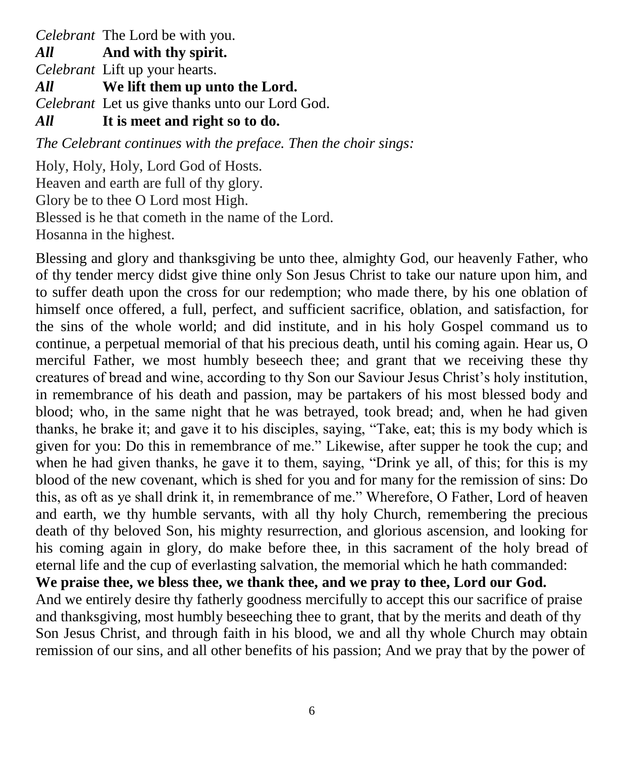*Celebrant* The Lord be with you.
***All*** **And with thy spirit.**
*Celebrant* Lift up your hearts.
***All*** **We lift them up unto the Lord.**
*Celebrant* Let us give thanks unto our Lord God.
***All*** **It is meet and right so to do.**

*The Celebrant continues with the preface. Then the choir sings:*

Holy, Holy, Holy, Lord God of Hosts.
Heaven and earth are full of thy glory.
Glory be to thee O Lord most High.
Blessed is he that cometh in the name of the Lord.
Hosanna in the highest.

Blessing and glory and thanksgiving be unto thee, almighty God, our heavenly Father, who of thy tender mercy didst give thine only Son Jesus Christ to take our nature upon him, and to suffer death upon the cross for our redemption; who made there, by his one oblation of himself once offered, a full, perfect, and sufficient sacrifice, oblation, and satisfaction, for the sins of the whole world; and did institute, and in his holy Gospel command us to continue, a perpetual memorial of that his precious death, until his coming again. Hear us, O merciful Father, we most humbly beseech thee; and grant that we receiving these thy creatures of bread and wine, according to thy Son our Saviour Jesus Christ's holy institution, in remembrance of his death and passion, may be partakers of his most blessed body and blood; who, in the same night that he was betrayed, took bread; and, when he had given thanks, he brake it; and gave it to his disciples, saying, "Take, eat; this is my body which is given for you: Do this in remembrance of me." Likewise, after supper he took the cup; and when he had given thanks, he gave it to them, saying, "Drink ye all, of this; for this is my blood of the new covenant, which is shed for you and for many for the remission of sins: Do this, as oft as ye shall drink it, in remembrance of me." Wherefore, O Father, Lord of heaven and earth, we thy humble servants, with all thy holy Church, remembering the precious death of thy beloved Son, his mighty resurrection, and glorious ascension, and looking for his coming again in glory, do make before thee, in this sacrament of the holy bread of eternal life and the cup of everlasting salvation, the memorial which he hath commanded:
**We praise thee, we bless thee, we thank thee, and we pray to thee, Lord our God.**
And we entirely desire thy fatherly goodness mercifully to accept this our sacrifice of praise and thanksgiving, most humbly beseeching thee to grant, that by the merits and death of thy Son Jesus Christ, and through faith in his blood, we and all thy whole Church may obtain remission of our sins, and all other benefits of his passion; And we pray that by the power of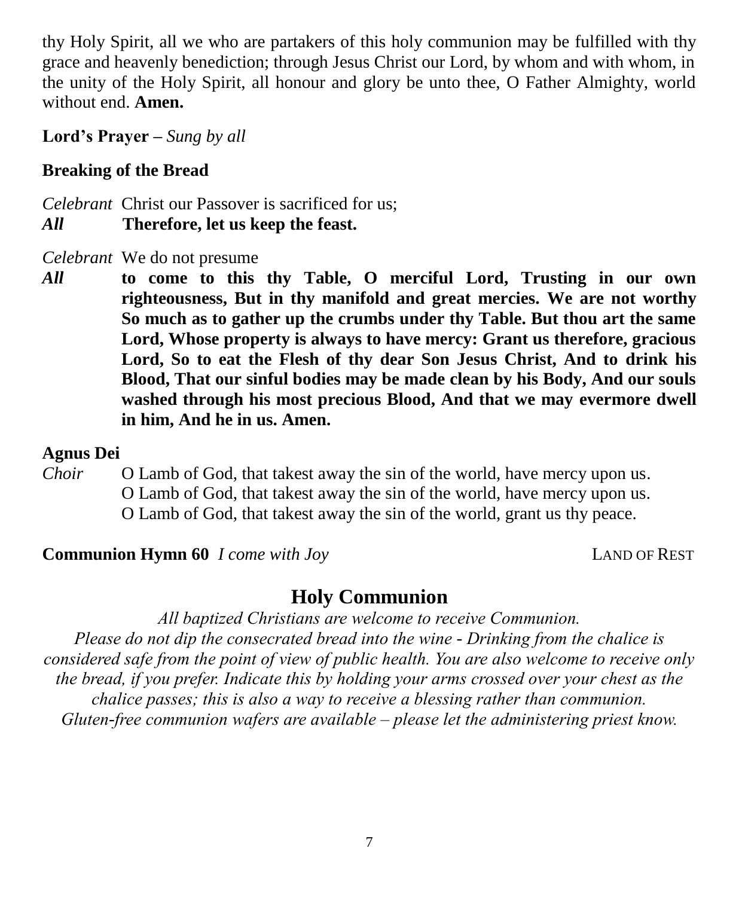thy Holy Spirit, all we who are partakers of this holy communion may be fulfilled with thy grace and heavenly benediction; through Jesus Christ our Lord, by whom and with whom, in the unity of the Holy Spirit, all honour and glory be unto thee, O Father Almighty, world without end. **Amen.**

**Lord's Prayer –** *Sung by all*

**Breaking of the Bread**

*Celebrant* Christ our Passover is sacrificed for us;
***All*** **Therefore, let us keep the feast.**

*Celebrant* We do not presume
***All*** **to come to this thy Table, O merciful Lord, Trusting in our own righteousness, But in thy manifold and great mercies. We are not worthy So much as to gather up the crumbs under thy Table. But thou art the same Lord, Whose property is always to have mercy: Grant us therefore, gracious Lord, So to eat the Flesh of thy dear Son Jesus Christ, And to drink his Blood, That our sinful bodies may be made clean by his Body, And our souls washed through his most precious Blood, And that we may evermore dwell in him, And he in us. Amen.**

**Agnus Dei**
*Choir* O Lamb of God, that takest away the sin of the world, have mercy upon us.
O Lamb of God, that takest away the sin of the world, have mercy upon us.
O Lamb of God, that takest away the sin of the world, grant us thy peace.

**Communion Hymn 60** *I come with Joy* LAND OF REST

## Holy Communion

*All baptized Christians are welcome to receive Communion.*
*Please do not dip the consecrated bread into the wine - Drinking from the chalice is considered safe from the point of view of public health. You are also welcome to receive only the bread, if you prefer. Indicate this by holding your arms crossed over your chest as the chalice passes; this is also a way to receive a blessing rather than communion.*
*Gluten-free communion wafers are available – please let the administering priest know.*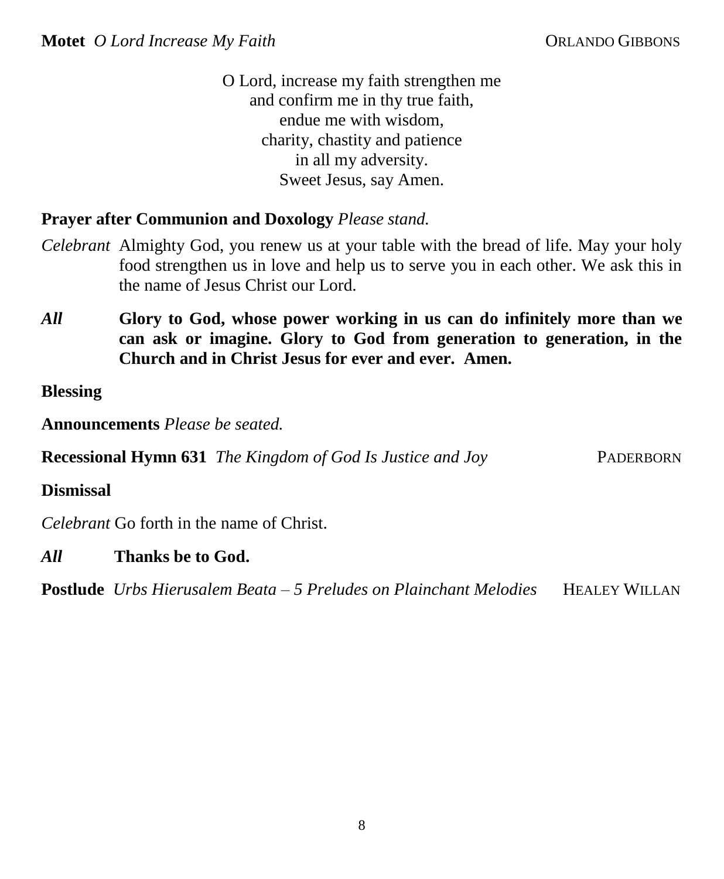**Motet** *O Lord Increase My Faith* ORLANDO GIBBONS

O Lord, increase my faith strengthen me
and confirm me in thy true faith,
endue me with wisdom,
charity, chastity and patience
in all my adversity.
Sweet Jesus, say Amen.

**Prayer after Communion and Doxology** *Please stand.*

*Celebrant* Almighty God, you renew us at your table with the bread of life. May your holy food strengthen us in love and help us to serve you in each other. We ask this in the name of Jesus Christ our Lord.

***All*** **Glory to God, whose power working in us can do infinitely more than we can ask or imagine. Glory to God from generation to generation, in the Church and in Christ Jesus for ever and ever. Amen.**

**Blessing**

**Announcements** *Please be seated.*

**Recessional Hymn 631** *The Kingdom of God Is Justice and Joy* PADERBORN

**Dismissal**

*Celebrant* Go forth in the name of Christ.

***All*** **Thanks be to God.**

**Postlude** *Urbs Hierusalem Beata – 5 Preludes on Plainchant Melodies* HEALEY WILLAN